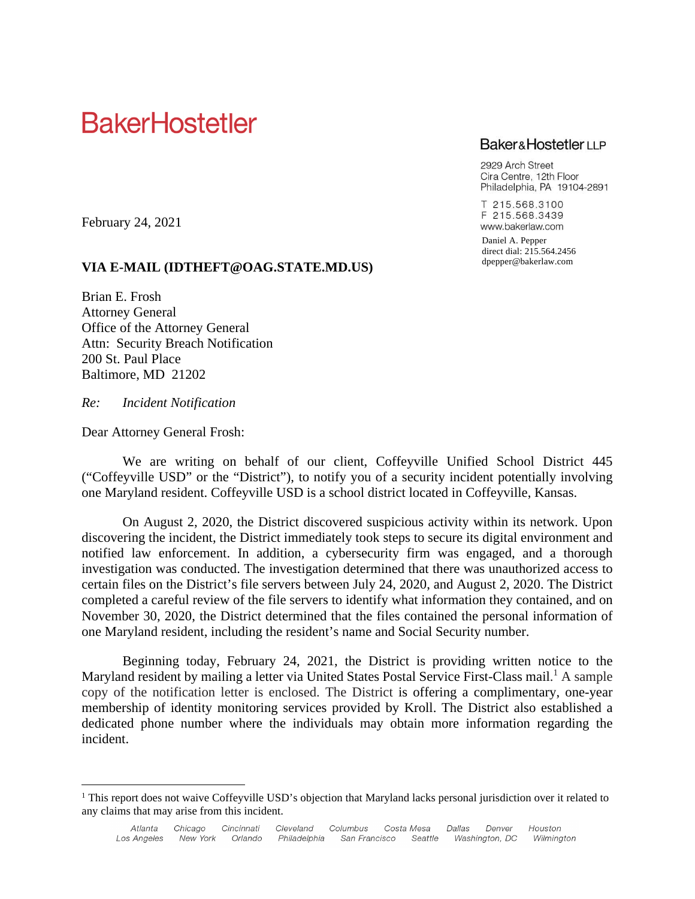# BakerHostetler

Baker&Hostetler LLP

2929 Arch Street
Cira Centre, 12th Floor
Philadelphia, PA 19104-2891

T 215.568.3100
F 215.568.3439
www.bakerlaw.com

Daniel A. Pepper
direct dial: 215.564.2456
dpepper@bakerlaw.com

February 24, 2021

**VIA E-MAIL (IDTHEFT@OAG.STATE.MD.US)**

Brian E. Frosh
Attorney General
Office of the Attorney General
Attn: Security Breach Notification
200 St. Paul Place
Baltimore, MD 21202

*Re: Incident Notification*

Dear Attorney General Frosh:

We are writing on behalf of our client, Coffeyville Unified School District 445 ("Coffeyville USD" or the "District"), to notify you of a security incident potentially involving one Maryland resident. Coffeyville USD is a school district located in Coffeyville, Kansas.

On August 2, 2020, the District discovered suspicious activity within its network. Upon discovering the incident, the District immediately took steps to secure its digital environment and notified law enforcement. In addition, a cybersecurity firm was engaged, and a thorough investigation was conducted. The investigation determined that there was unauthorized access to certain files on the District's file servers between July 24, 2020, and August 2, 2020. The District completed a careful review of the file servers to identify what information they contained, and on November 30, 2020, the District determined that the files contained the personal information of one Maryland resident, including the resident's name and Social Security number.

Beginning today, February 24, 2021, the District is providing written notice to the Maryland resident by mailing a letter via United States Postal Service First-Class mail.[1] A sample copy of the notification letter is enclosed. The District is offering a complimentary, one-year membership of identity monitoring services provided by Kroll. The District also established a dedicated phone number where the individuals may obtain more information regarding the incident.

[1] This report does not waive Coffeyville USD's objection that Maryland lacks personal jurisdiction over it related to any claims that may arise from this incident.

Atlanta Chicago Cincinnati Cleveland Columbus Costa Mesa Dallas Denver Houston
Los Angeles New York Orlando Philadelphia San Francisco Seattle Washington, DC Wilmington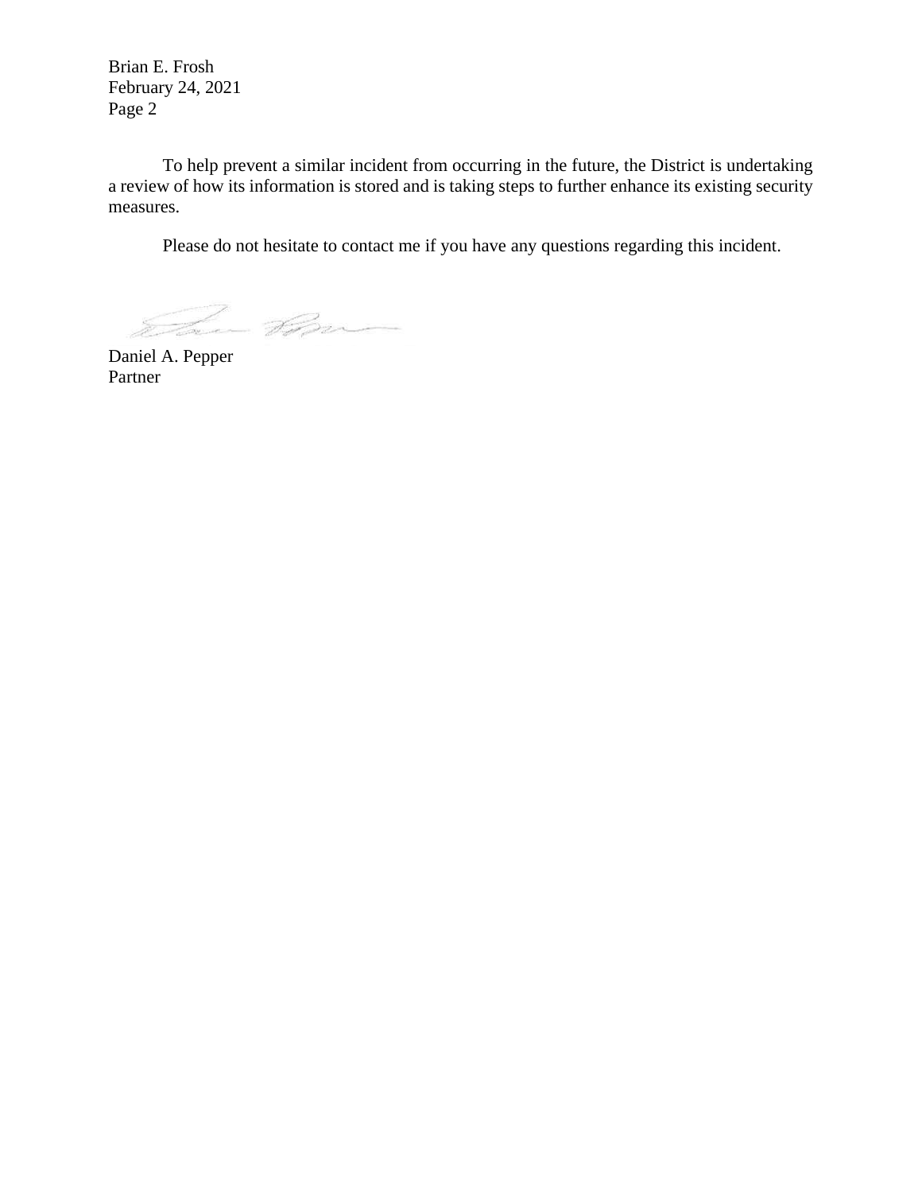To help prevent a similar incident from occurring in the future, the District is undertaking a review of how its information is stored and is taking steps to further enhance its existing security measures.

Please do not hesitate to contact me if you have any questions regarding this incident.

Daniel A. Pepper
Partner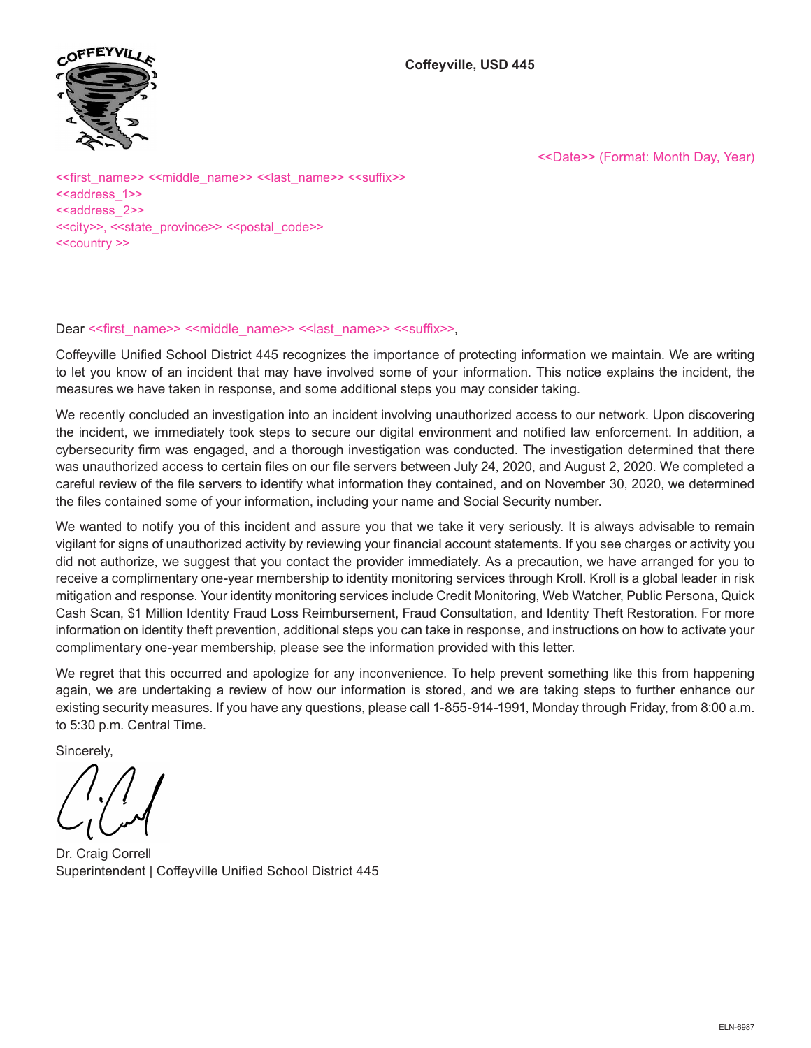**Coffeyville, USD 445**

<<Date>> (Format: Month Day, Year)

<<first_name>> <<middle_name>> <<last_name>> <<suffix>>
<<address_1>>
<<address_2>>
<<city>>, <<state_province>> <<postal_code>>
<<country >>

Dear <<first_name>> <<middle_name>> <<last_name>> <<suffix>>,

Coffeyville Unified School District 445 recognizes the importance of protecting information we maintain. We are writing to let you know of an incident that may have involved some of your information. This notice explains the incident, the measures we have taken in response, and some additional steps you may consider taking.

We recently concluded an investigation into an incident involving unauthorized access to our network. Upon discovering the incident, we immediately took steps to secure our digital environment and notified law enforcement. In addition, a cybersecurity firm was engaged, and a thorough investigation was conducted. The investigation determined that there was unauthorized access to certain files on our file servers between July 24, 2020, and August 2, 2020. We completed a careful review of the file servers to identify what information they contained, and on November 30, 2020, we determined the files contained some of your information, including your name and Social Security number.

We wanted to notify you of this incident and assure you that we take it very seriously. It is always advisable to remain vigilant for signs of unauthorized activity by reviewing your financial account statements. If you see charges or activity you did not authorize, we suggest that you contact the provider immediately. As a precaution, we have arranged for you to receive a complimentary one-year membership to identity monitoring services through Kroll. Kroll is a global leader in risk mitigation and response. Your identity monitoring services include Credit Monitoring, Web Watcher, Public Persona, Quick Cash Scan, $1 Million Identity Fraud Loss Reimbursement, Fraud Consultation, and Identity Theft Restoration. For more information on identity theft prevention, additional steps you can take in response, and instructions on how to activate your complimentary one-year membership, please see the information provided with this letter.

We regret that this occurred and apologize for any inconvenience. To help prevent something like this from happening again, we are undertaking a review of how our information is stored, and we are taking steps to further enhance our existing security measures. If you have any questions, please call 1-855-914-1991, Monday through Friday, from 8:00 a.m. to 5:30 p.m. Central Time.

Sincerely,

Dr. Craig Correll
Superintendent | Coffeyville Unified School District 445

ELN-6987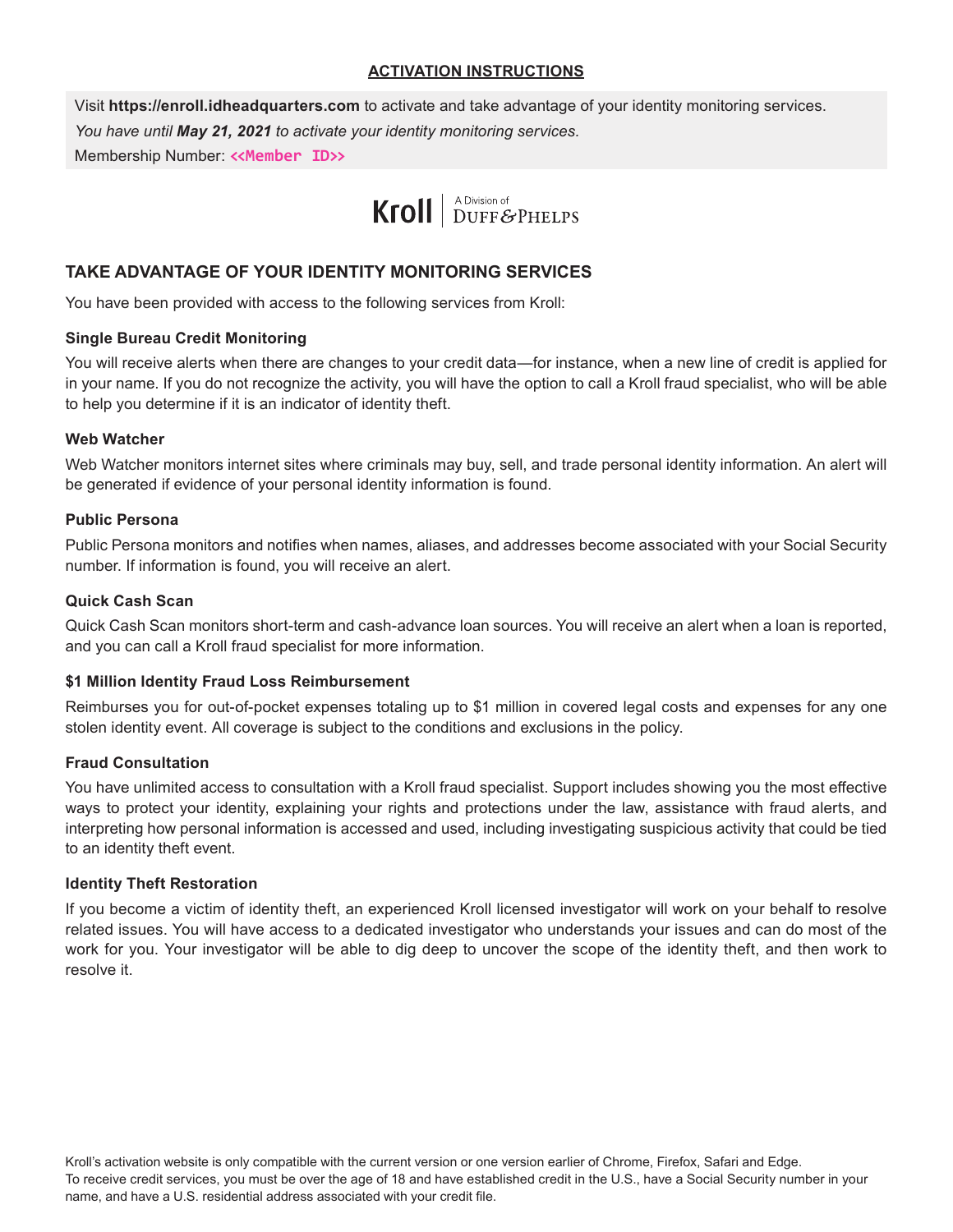**ACTIVATION INSTRUCTIONS**

Visit **https://enroll.idheadquarters.com** to activate and take advantage of your identity monitoring services.

*You have until **May 21, 2021** to activate your identity monitoring services.*

Membership Number: <<Member ID>>

Kroll | A Division of DUFF & PHELPS

## TAKE ADVANTAGE OF YOUR IDENTITY MONITORING SERVICES

You have been provided with access to the following services from Kroll:

### Single Bureau Credit Monitoring

You will receive alerts when there are changes to your credit data—for instance, when a new line of credit is applied for in your name. If you do not recognize the activity, you will have the option to call a Kroll fraud specialist, who will be able to help you determine if it is an indicator of identity theft.

### Web Watcher

Web Watcher monitors internet sites where criminals may buy, sell, and trade personal identity information. An alert will be generated if evidence of your personal identity information is found.

### Public Persona

Public Persona monitors and notifies when names, aliases, and addresses become associated with your Social Security number. If information is found, you will receive an alert.

### Quick Cash Scan

Quick Cash Scan monitors short-term and cash-advance loan sources. You will receive an alert when a loan is reported, and you can call a Kroll fraud specialist for more information.

### $1 Million Identity Fraud Loss Reimbursement

Reimburses you for out-of-pocket expenses totaling up to $1 million in covered legal costs and expenses for any one stolen identity event. All coverage is subject to the conditions and exclusions in the policy.

### Fraud Consultation

You have unlimited access to consultation with a Kroll fraud specialist. Support includes showing you the most effective ways to protect your identity, explaining your rights and protections under the law, assistance with fraud alerts, and interpreting how personal information is accessed and used, including investigating suspicious activity that could be tied to an identity theft event.

### Identity Theft Restoration

If you become a victim of identity theft, an experienced Kroll licensed investigator will work on your behalf to resolve related issues. You will have access to a dedicated investigator who understands your issues and can do most of the work for you. Your investigator will be able to dig deep to uncover the scope of the identity theft, and then work to resolve it.

Kroll's activation website is only compatible with the current version or one version earlier of Chrome, Firefox, Safari and Edge.
To receive credit services, you must be over the age of 18 and have established credit in the U.S., have a Social Security number in your name, and have a U.S. residential address associated with your credit file.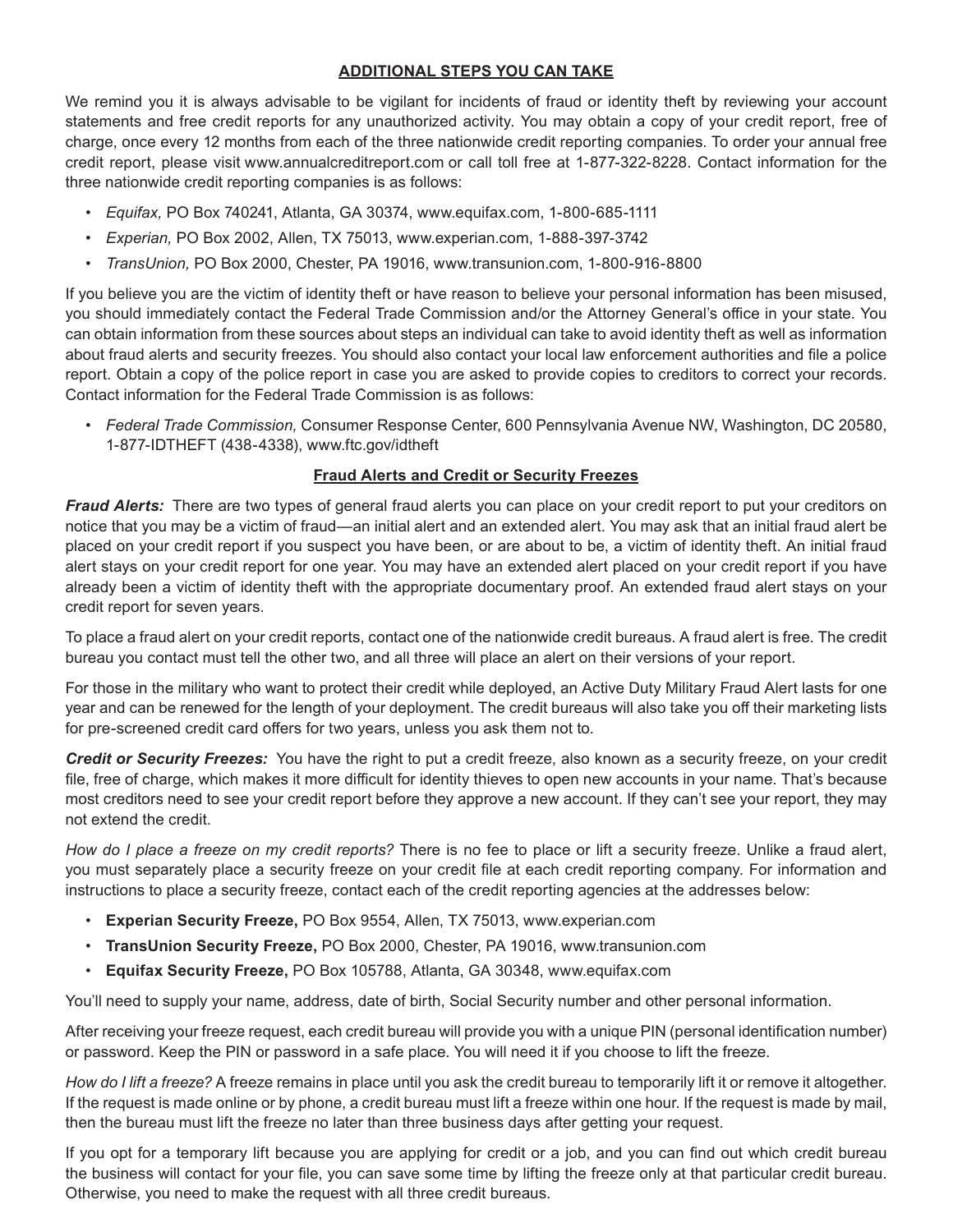## ADDITIONAL STEPS YOU CAN TAKE

We remind you it is always advisable to be vigilant for incidents of fraud or identity theft by reviewing your account statements and free credit reports for any unauthorized activity. You may obtain a copy of your credit report, free of charge, once every 12 months from each of the three nationwide credit reporting companies. To order your annual free credit report, please visit www.annualcreditreport.com or call toll free at 1-877-322-8228. Contact information for the three nationwide credit reporting companies is as follows:

- *Equifax,* PO Box 740241, Atlanta, GA 30374, www.equifax.com, 1-800-685-1111
- *Experian,* PO Box 2002, Allen, TX 75013, www.experian.com, 1-888-397-3742
- *TransUnion,* PO Box 2000, Chester, PA 19016, www.transunion.com, 1-800-916-8800

If you believe you are the victim of identity theft or have reason to believe your personal information has been misused, you should immediately contact the Federal Trade Commission and/or the Attorney General's office in your state. You can obtain information from these sources about steps an individual can take to avoid identity theft as well as information about fraud alerts and security freezes. You should also contact your local law enforcement authorities and file a police report. Obtain a copy of the police report in case you are asked to provide copies to creditors to correct your records. Contact information for the Federal Trade Commission is as follows:

- *Federal Trade Commission,* Consumer Response Center, 600 Pennsylvania Avenue NW, Washington, DC 20580, 1-877-IDTHEFT (438-4338), www.ftc.gov/idtheft

### Fraud Alerts and Credit or Security Freezes

***Fraud Alerts:*** There are two types of general fraud alerts you can place on your credit report to put your creditors on notice that you may be a victim of fraud—an initial alert and an extended alert. You may ask that an initial fraud alert be placed on your credit report if you suspect you have been, or are about to be, a victim of identity theft. An initial fraud alert stays on your credit report for one year. You may have an extended alert placed on your credit report if you have already been a victim of identity theft with the appropriate documentary proof. An extended fraud alert stays on your credit report for seven years.

To place a fraud alert on your credit reports, contact one of the nationwide credit bureaus. A fraud alert is free. The credit bureau you contact must tell the other two, and all three will place an alert on their versions of your report.

For those in the military who want to protect their credit while deployed, an Active Duty Military Fraud Alert lasts for one year and can be renewed for the length of your deployment. The credit bureaus will also take you off their marketing lists for pre-screened credit card offers for two years, unless you ask them not to.

***Credit or Security Freezes:*** You have the right to put a credit freeze, also known as a security freeze, on your credit file, free of charge, which makes it more difficult for identity thieves to open new accounts in your name. That's because most creditors need to see your credit report before they approve a new account. If they can't see your report, they may not extend the credit.

*How do I place a freeze on my credit reports?* There is no fee to place or lift a security freeze. Unlike a fraud alert, you must separately place a security freeze on your credit file at each credit reporting company. For information and instructions to place a security freeze, contact each of the credit reporting agencies at the addresses below:

- **Experian Security Freeze,** PO Box 9554, Allen, TX 75013, www.experian.com
- **TransUnion Security Freeze,** PO Box 2000, Chester, PA 19016, www.transunion.com
- **Equifax Security Freeze,** PO Box 105788, Atlanta, GA 30348, www.equifax.com

You'll need to supply your name, address, date of birth, Social Security number and other personal information.

After receiving your freeze request, each credit bureau will provide you with a unique PIN (personal identification number) or password. Keep the PIN or password in a safe place. You will need it if you choose to lift the freeze.

*How do I lift a freeze?* A freeze remains in place until you ask the credit bureau to temporarily lift it or remove it altogether. If the request is made online or by phone, a credit bureau must lift a freeze within one hour. If the request is made by mail, then the bureau must lift the freeze no later than three business days after getting your request.

If you opt for a temporary lift because you are applying for credit or a job, and you can find out which credit bureau the business will contact for your file, you can save some time by lifting the freeze only at that particular credit bureau. Otherwise, you need to make the request with all three credit bureaus.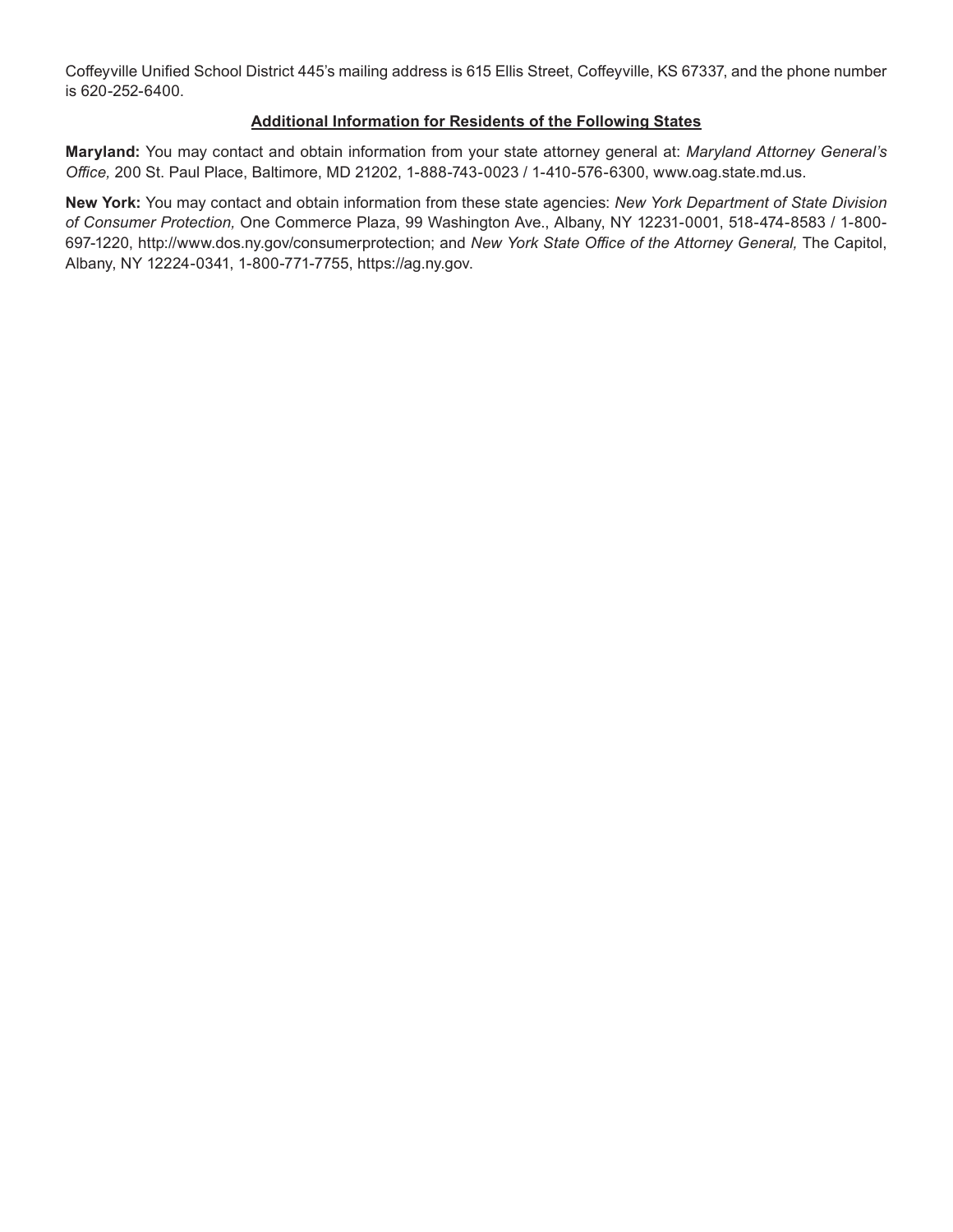Coffeyville Unified School District 445's mailing address is 615 Ellis Street, Coffeyville, KS 67337, and the phone number is 620-252-6400.

**Additional Information for Residents of the Following States**

**Maryland:** You may contact and obtain information from your state attorney general at: *Maryland Attorney General's Office,* 200 St. Paul Place, Baltimore, MD 21202, 1-888-743-0023 / 1-410-576-6300, www.oag.state.md.us.

**New York:** You may contact and obtain information from these state agencies: *New York Department of State Division of Consumer Protection,* One Commerce Plaza, 99 Washington Ave., Albany, NY 12231-0001, 518-474-8583 / 1-800-697-1220, http://www.dos.ny.gov/consumerprotection; and *New York State Office of the Attorney General,* The Capitol, Albany, NY 12224-0341, 1-800-771-7755, https://ag.ny.gov.